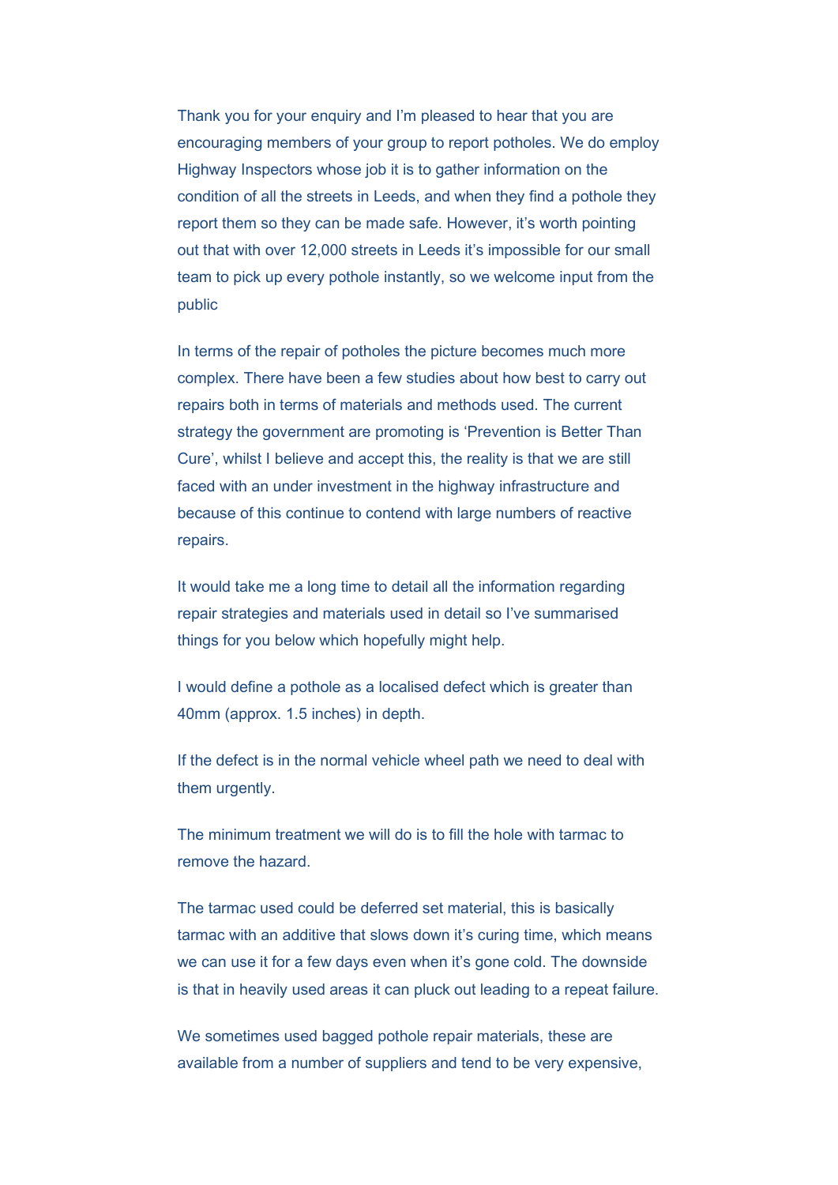Thank you for your enquiry and I'm pleased to hear that you are encouraging members of your group to report potholes. We do employ Highway Inspectors whose job it is to gather information on the condition of all the streets in Leeds, and when they find a pothole they report them so they can be made safe. However, it's worth pointing out that with over 12,000 streets in Leeds it's impossible for our small team to pick up every pothole instantly, so we welcome input from the public

In terms of the repair of potholes the picture becomes much more complex. There have been a few studies about how best to carry out repairs both in terms of materials and methods used. The current strategy the government are promoting is 'Prevention is Better Than Cure', whilst I believe and accept this, the reality is that we are still faced with an under investment in the highway infrastructure and because of this continue to contend with large numbers of reactive repairs.

It would take me a long time to detail all the information regarding repair strategies and materials used in detail so I've summarised things for you below which hopefully might help.

I would define a pothole as a localised defect which is greater than 40mm (approx. 1.5 inches) in depth.

If the defect is in the normal vehicle wheel path we need to deal with them urgently.

The minimum treatment we will do is to fill the hole with tarmac to remove the hazard.

The tarmac used could be deferred set material, this is basically tarmac with an additive that slows down it's curing time, which means we can use it for a few days even when it's gone cold. The downside is that in heavily used areas it can pluck out leading to a repeat failure.

We sometimes used bagged pothole repair materials, these are available from a number of suppliers and tend to be very expensive,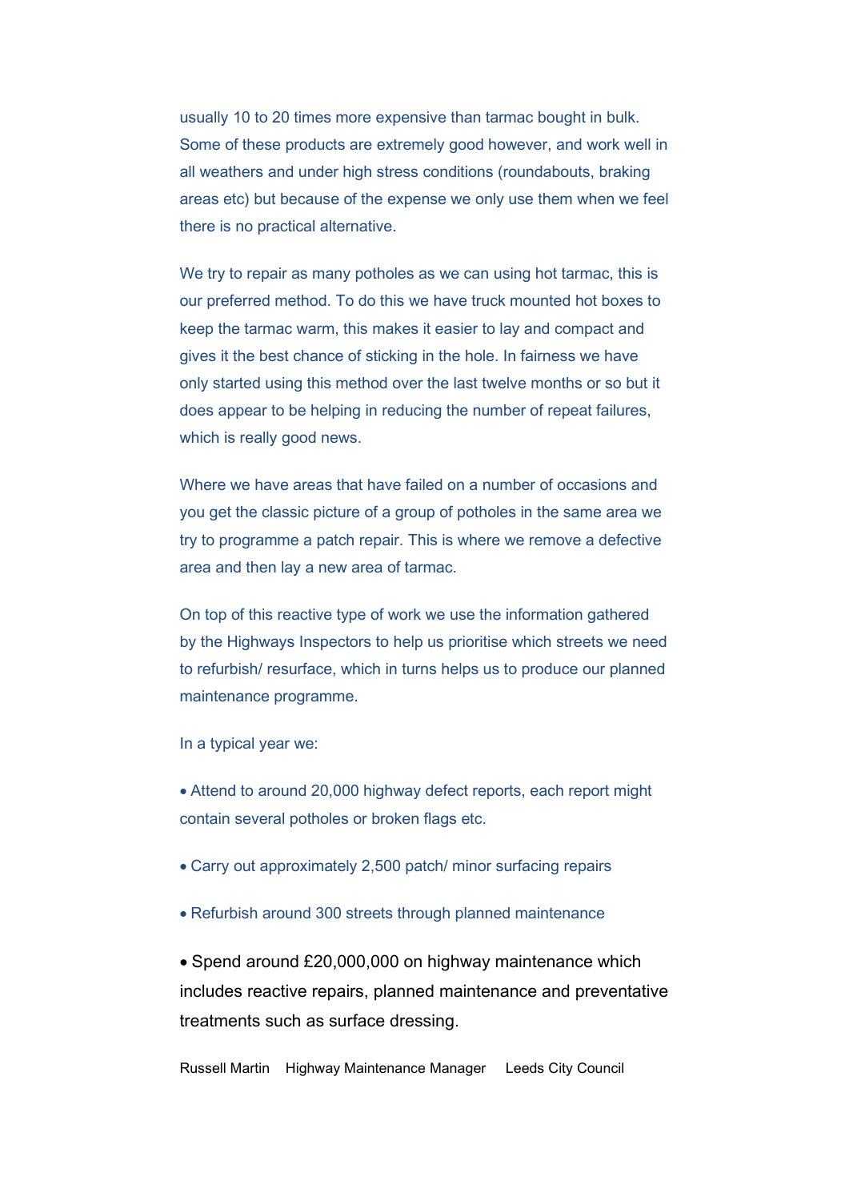usually 10 to 20 times more expensive than tarmac bought in bulk. Some of these products are extremely good however, and work well in all weathers and under high stress conditions (roundabouts, braking areas etc) but because of the expense we only use them when we feel there is no practical alternative.

We try to repair as many potholes as we can using hot tarmac, this is our preferred method. To do this we have truck mounted hot boxes to keep the tarmac warm, this makes it easier to lay and compact and gives it the best chance of sticking in the hole. In fairness we have only started using this method over the last twelve months or so but it does appear to be helping in reducing the number of repeat failures, which is really good news.

Where we have areas that have failed on a number of occasions and you get the classic picture of a group of potholes in the same area we try to programme a patch repair. This is where we remove a defective area and then lay a new area of tarmac.

On top of this reactive type of work we use the information gathered by the Highways Inspectors to help us prioritise which streets we need to refurbish/ resurface, which in turns helps us to produce our planned maintenance programme.

In a typical year we:

- Attend to around 20,000 highway defect reports, each report might contain several potholes or broken flags etc.
- Carry out approximately 2,500 patch/ minor surfacing repairs
- Refurbish around 300 streets through planned maintenance
- Spend around £20,000,000 on highway maintenance which includes reactive repairs, planned maintenance and preventative treatments such as surface dressing.

Russell Martin    Highway Maintenance Manager    Leeds City Council